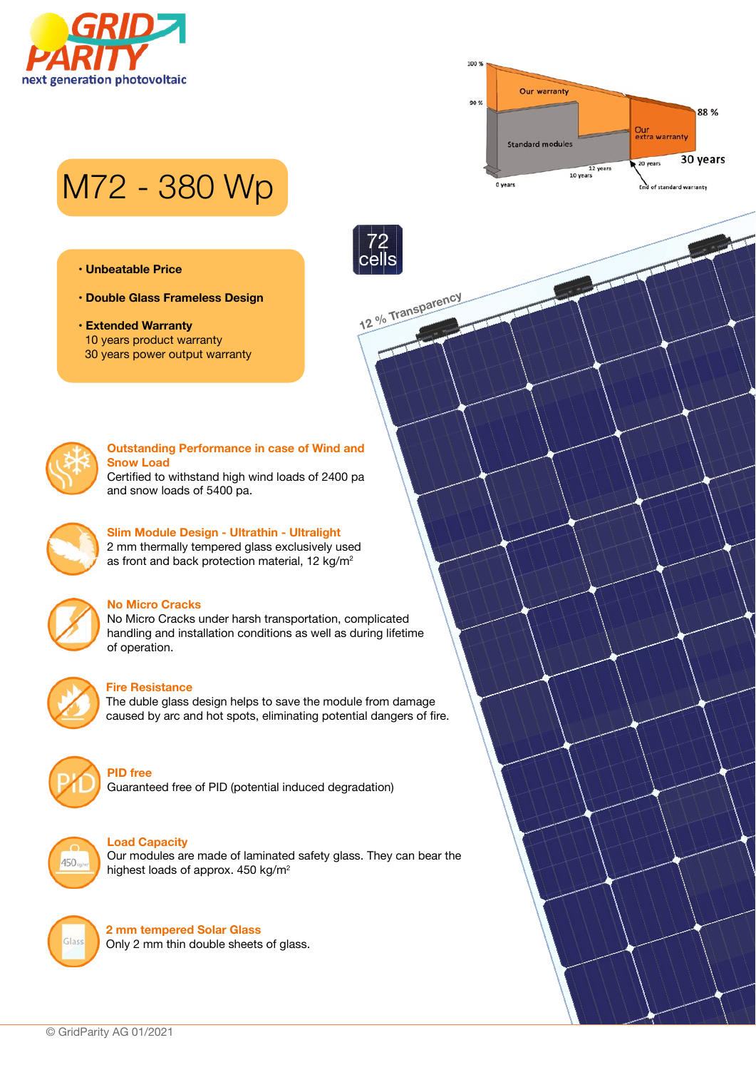GRID PARITY

next generation photovoltaic

# M72 - 380 Wp

- **Unbeatable Price**
- **Double Glass Frameless Design**
- **Extended Warranty**
  10 years product warranty
  30 years power output warranty

72 cells

12 % Transparency

100 %
90 %
Our warranty
Standard modules
Our extra warranty
88 %
30 years
0 years
10 years
12 years
20 years
End of standard warranty

### Outstanding Performance in case of Wind and Snow Load

Certified to withstand high wind loads of 2400 pa and snow loads of 5400 pa.

### Slim Module Design - Ultrathin - Ultralight

2 mm thermally tempered glass exclusively used as front and back protection material, 12 kg/m²

### No Micro Cracks

No Micro Cracks under harsh transportation, complicated handling and installation conditions as well as during lifetime of operation.

### Fire Resistance

The duble glass design helps to save the module from damage caused by arc and hot spots, eliminating potential dangers of fire.

### PID free

Guaranteed free of PID (potential induced degradation)

### Load Capacity

Our modules are made of laminated safety glass. They can bear the highest loads of approx. 450 kg/m²

### 2 mm tempered Solar Glass

Only 2 mm thin double sheets of glass.

© GridParity AG 01/2021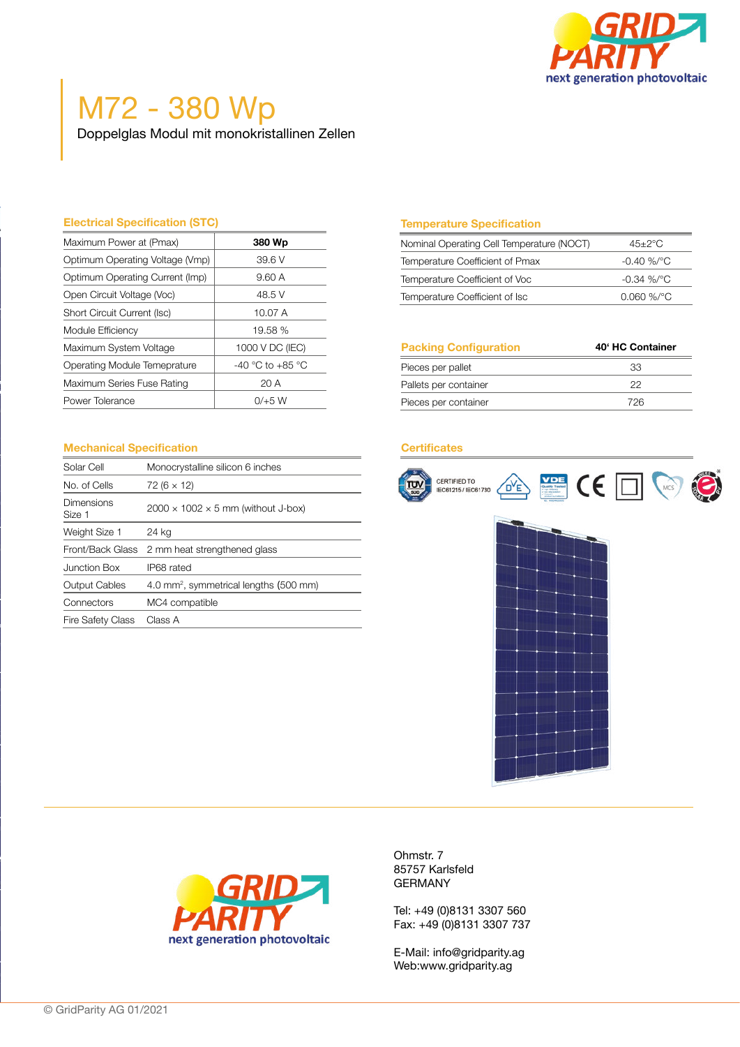# M72 - 380 Wp

Doppelglas Modul mit monokristallinen Zellen

## Electrical Specification (STC)

| | |
|---|---|
| Maximum Power at (Pmax) | **380 Wp** |
| Optimum Operating Voltage (Vmp) | 39.6 V |
| Optimum Operating Current (Imp) | 9.60 A |
| Open Circuit Voltage (Voc) | 48.5 V |
| Short Circuit Current (Isc) | 10.07 A |
| Module Efficiency | 19.58 % |
| Maximum System Voltage | 1000 V DC (IEC) |
| Operating Module Temeprature | -40 °C to +85 °C |
| Maximum Series Fuse Rating | 20 A |
| Power Tolerance | 0/+5 W |

## Temperature Specification

| | |
|---|---|
| Nominal Operating Cell Temperature (NOCT) | 45±2°C |
| Temperature Coefficient of Pmax | -0.40 %/°C |
| Temperature Coefficient of Voc | -0.34 %/°C |
| Temperature Coefficient of Isc | 0.060 %/°C |

## Packing Configuration

| | 40' HC Container |
|---|---|
| Pieces per pallet | 33 |
| Pallets per container | 22 |
| Pieces per container | 726 |

## Mechanical Specification

| | |
|---|---|
| Solar Cell | Monocrystalline silicon 6 inches |
| No. of Cells | 72 (6 × 12) |
| Dimensions Size 1 | 2000 × 1002 × 5 mm (without J-box) |
| Weight Size 1 | 24 kg |
| Front/Back Glass | 2 mm heat strengthened glass |
| Junction Box | IP68 rated |
| Output Cables | 4.0 mm², symmetrical lengths (500 mm) |
| Connectors | MC4 compatible |
| Fire Safety Class | Class A |

## Certificates

CERTIFIED TO IEC61215 / IEC61730

Ohmstr. 7
85757 Karlsfeld
GERMANY

Tel: +49 (0)8131 3307 560
Fax: +49 (0)8131 3307 737

E-Mail: info@gridparity.ag
Web:www.gridparity.ag

© GridParity AG 01/2021